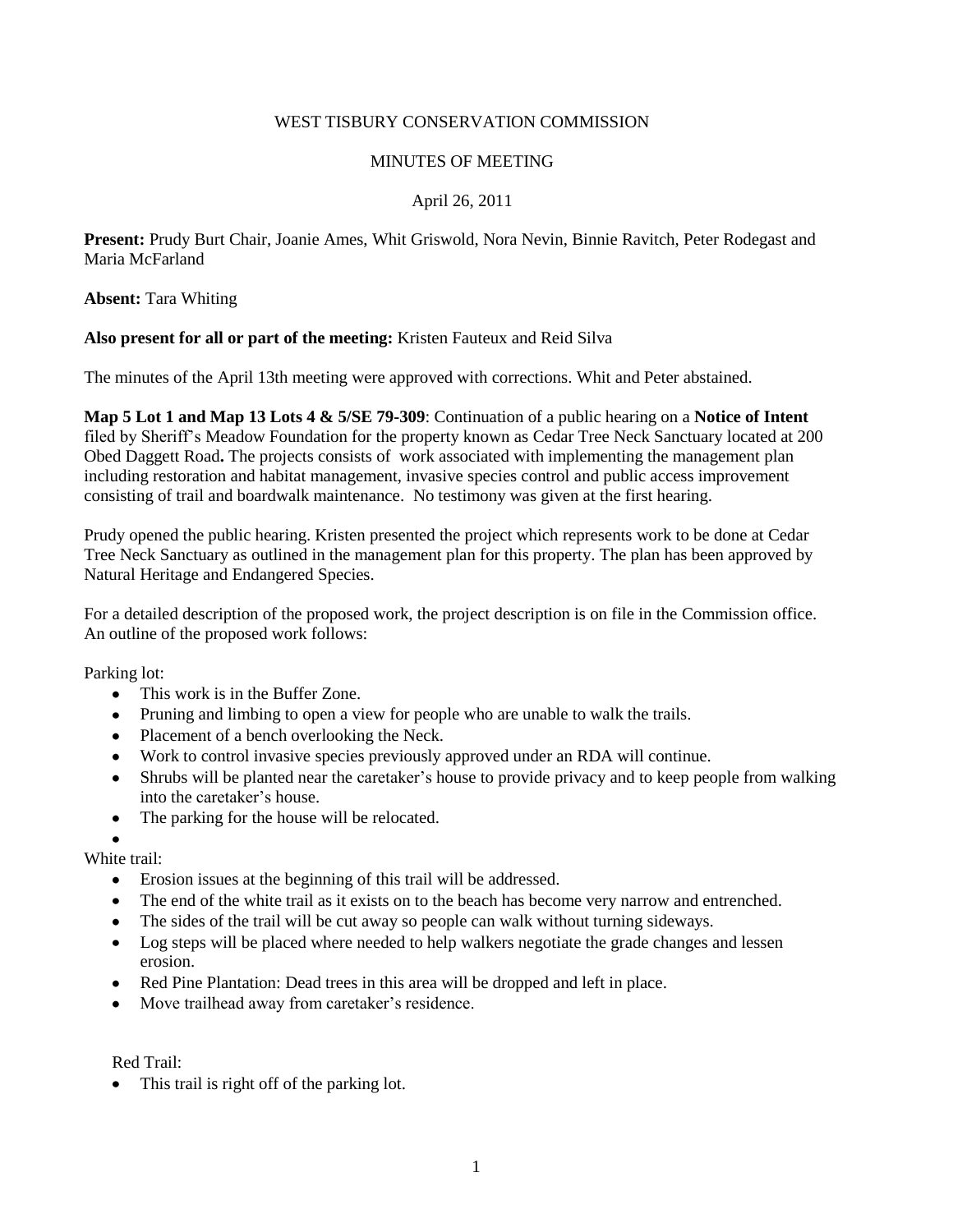WEST TISBURY CONSERVATION COMMISSION

MINUTES OF MEETING

April 26, 2011

**Present:** Prudy Burt Chair, Joanie Ames, Whit Griswold, Nora Nevin, Binnie Ravitch, Peter Rodegast and Maria McFarland

**Absent:** Tara Whiting

**Also present for all or part of the meeting:** Kristen Fauteux and Reid Silva

The minutes of the April 13th meeting were approved with corrections. Whit and Peter abstained.

**Map 5 Lot 1 and Map 13 Lots 4 & 5/SE 79-309**: Continuation of a public hearing on a **Notice of Intent** filed by Sheriff's Meadow Foundation for the property known as Cedar Tree Neck Sanctuary located at 200 Obed Daggett Road**.** The projects consists of work associated with implementing the management plan including restoration and habitat management, invasive species control and public access improvement consisting of trail and boardwalk maintenance. No testimony was given at the first hearing.

Prudy opened the public hearing. Kristen presented the project which represents work to be done at Cedar Tree Neck Sanctuary as outlined in the management plan for this property. The plan has been approved by Natural Heritage and Endangered Species.

For a detailed description of the proposed work, the project description is on file in the Commission office. An outline of the proposed work follows:

Parking lot:

- This work is in the Buffer Zone.
- Pruning and limbing to open a view for people who are unable to walk the trails.
- Placement of a bench overlooking the Neck.
- Work to control invasive species previously approved under an RDA will continue.
- Shrubs will be planted near the caretaker's house to provide privacy and to keep people from walking into the caretaker's house.
- The parking for the house will be relocated.

White trail:

- Erosion issues at the beginning of this trail will be addressed.
- The end of the white trail as it exists on to the beach has become very narrow and entrenched.
- The sides of the trail will be cut away so people can walk without turning sideways.
- Log steps will be placed where needed to help walkers negotiate the grade changes and lessen erosion.
- Red Pine Plantation: Dead trees in this area will be dropped and left in place.
- Move trailhead away from caretaker's residence.

Red Trail:

- This trail is right off of the parking lot.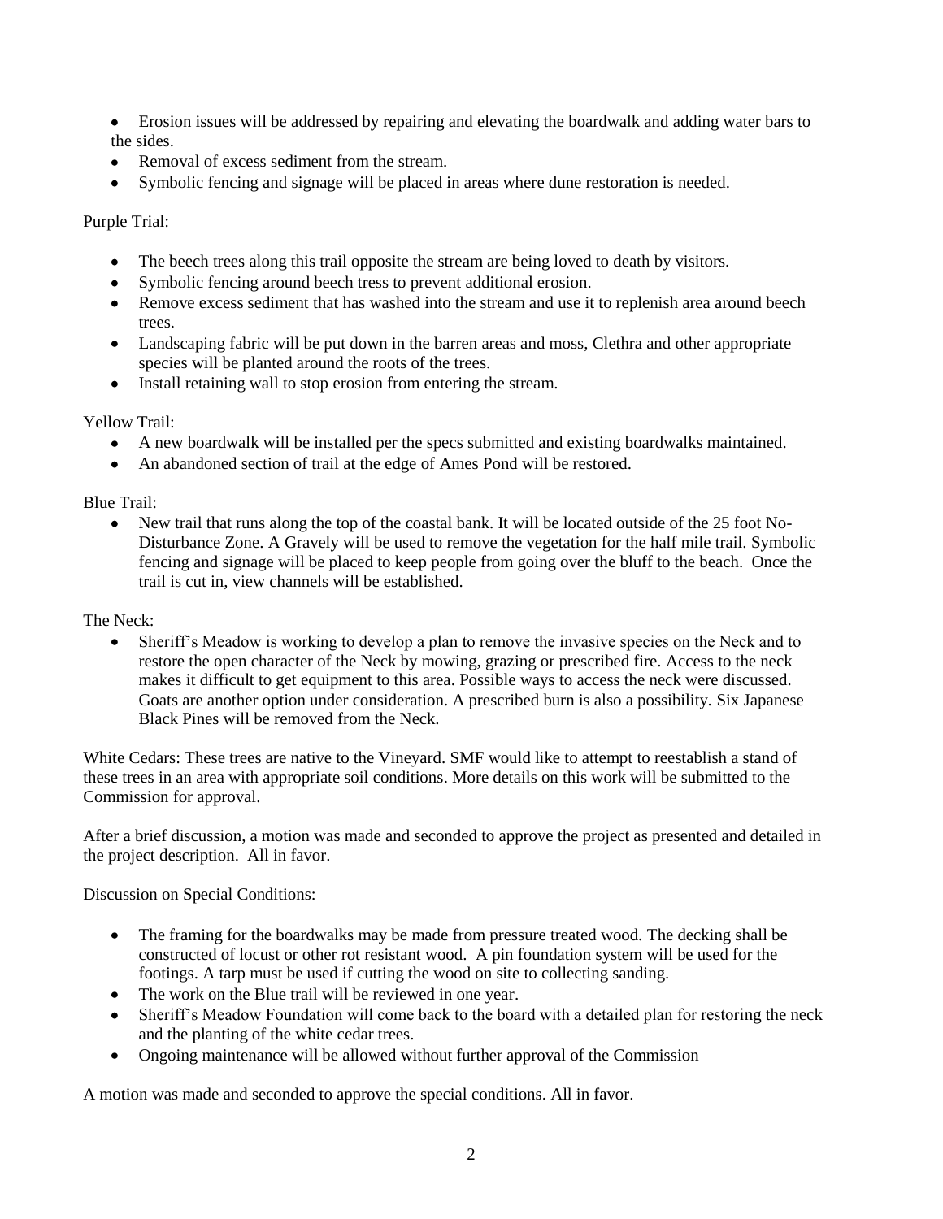- Erosion issues will be addressed by repairing and elevating the boardwalk and adding water bars to the sides.
- Removal of excess sediment from the stream.
- Symbolic fencing and signage will be placed in areas where dune restoration is needed.

Purple Trial:

- The beech trees along this trail opposite the stream are being loved to death by visitors.
- Symbolic fencing around beech tress to prevent additional erosion.
- Remove excess sediment that has washed into the stream and use it to replenish area around beech trees.
- Landscaping fabric will be put down in the barren areas and moss, Clethra and other appropriate species will be planted around the roots of the trees.
- Install retaining wall to stop erosion from entering the stream.

Yellow Trail:

- A new boardwalk will be installed per the specs submitted and existing boardwalks maintained.
- An abandoned section of trail at the edge of Ames Pond will be restored.

Blue Trail:

- New trail that runs along the top of the coastal bank. It will be located outside of the 25 foot No-Disturbance Zone. A Gravely will be used to remove the vegetation for the half mile trail. Symbolic fencing and signage will be placed to keep people from going over the bluff to the beach. Once the trail is cut in, view channels will be established.

The Neck:

- Sheriff's Meadow is working to develop a plan to remove the invasive species on the Neck and to restore the open character of the Neck by mowing, grazing or prescribed fire. Access to the neck makes it difficult to get equipment to this area. Possible ways to access the neck were discussed. Goats are another option under consideration. A prescribed burn is also a possibility. Six Japanese Black Pines will be removed from the Neck.

White Cedars: These trees are native to the Vineyard. SMF would like to attempt to reestablish a stand of these trees in an area with appropriate soil conditions. More details on this work will be submitted to the Commission for approval.

After a brief discussion, a motion was made and seconded to approve the project as presented and detailed in the project description. All in favor.

Discussion on Special Conditions:

- The framing for the boardwalks may be made from pressure treated wood. The decking shall be constructed of locust or other rot resistant wood. A pin foundation system will be used for the footings. A tarp must be used if cutting the wood on site to collecting sanding.
- The work on the Blue trail will be reviewed in one year.
- Sheriff's Meadow Foundation will come back to the board with a detailed plan for restoring the neck and the planting of the white cedar trees.
- Ongoing maintenance will be allowed without further approval of the Commission

A motion was made and seconded to approve the special conditions. All in favor.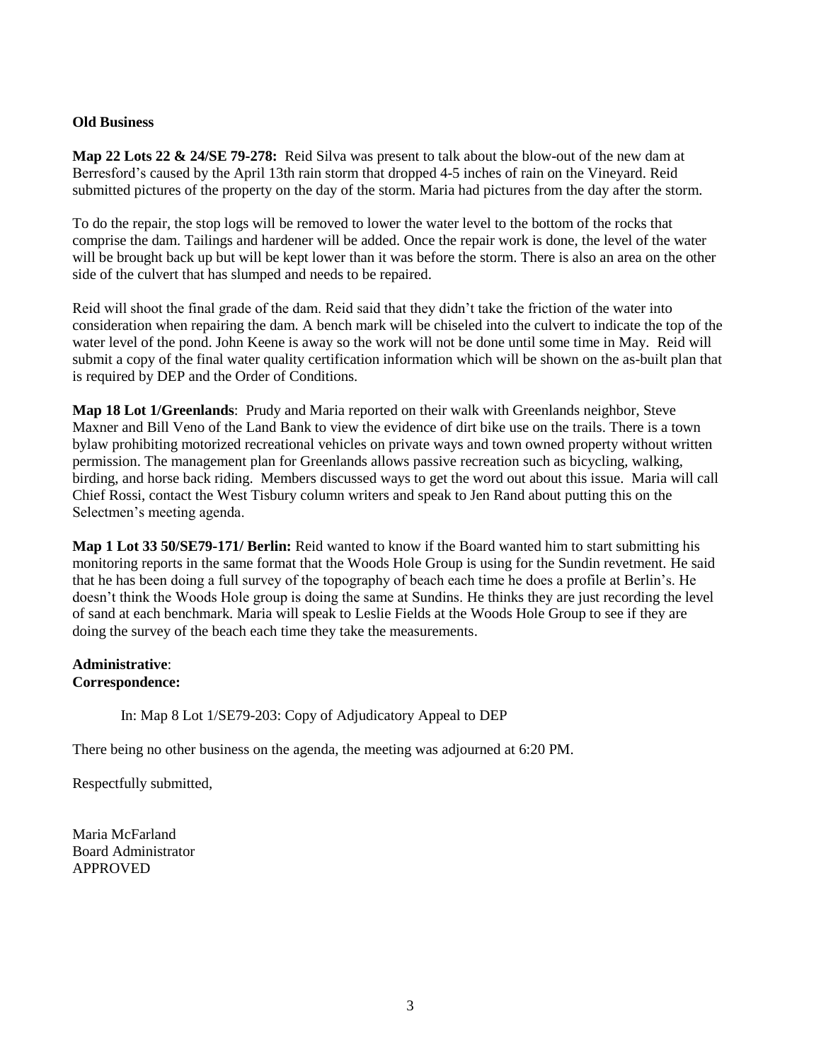**Old Business**

**Map 22 Lots 22 & 24/SE 79-278:** Reid Silva was present to talk about the blow-out of the new dam at Berresford's caused by the April 13th rain storm that dropped 4-5 inches of rain on the Vineyard. Reid submitted pictures of the property on the day of the storm. Maria had pictures from the day after the storm.

To do the repair, the stop logs will be removed to lower the water level to the bottom of the rocks that comprise the dam. Tailings and hardener will be added. Once the repair work is done, the level of the water will be brought back up but will be kept lower than it was before the storm. There is also an area on the other side of the culvert that has slumped and needs to be repaired.

Reid will shoot the final grade of the dam. Reid said that they didn't take the friction of the water into consideration when repairing the dam. A bench mark will be chiseled into the culvert to indicate the top of the water level of the pond. John Keene is away so the work will not be done until some time in May. Reid will submit a copy of the final water quality certification information which will be shown on the as-built plan that is required by DEP and the Order of Conditions.

**Map 18 Lot 1/Greenlands**: Prudy and Maria reported on their walk with Greenlands neighbor, Steve Maxner and Bill Veno of the Land Bank to view the evidence of dirt bike use on the trails. There is a town bylaw prohibiting motorized recreational vehicles on private ways and town owned property without written permission. The management plan for Greenlands allows passive recreation such as bicycling, walking, birding, and horse back riding. Members discussed ways to get the word out about this issue. Maria will call Chief Rossi, contact the West Tisbury column writers and speak to Jen Rand about putting this on the Selectmen's meeting agenda.

**Map 1 Lot 33 50/SE79-171/ Berlin:** Reid wanted to know if the Board wanted him to start submitting his monitoring reports in the same format that the Woods Hole Group is using for the Sundin revetment. He said that he has been doing a full survey of the topography of beach each time he does a profile at Berlin's. He doesn't think the Woods Hole group is doing the same at Sundins. He thinks they are just recording the level of sand at each benchmark. Maria will speak to Leslie Fields at the Woods Hole Group to see if they are doing the survey of the beach each time they take the measurements.

**Administrative**:
**Correspondence:**

In: Map 8 Lot 1/SE79-203: Copy of Adjudicatory Appeal to DEP

There being no other business on the agenda, the meeting was adjourned at 6:20 PM.

Respectfully submitted,

Maria McFarland
Board Administrator
APPROVED